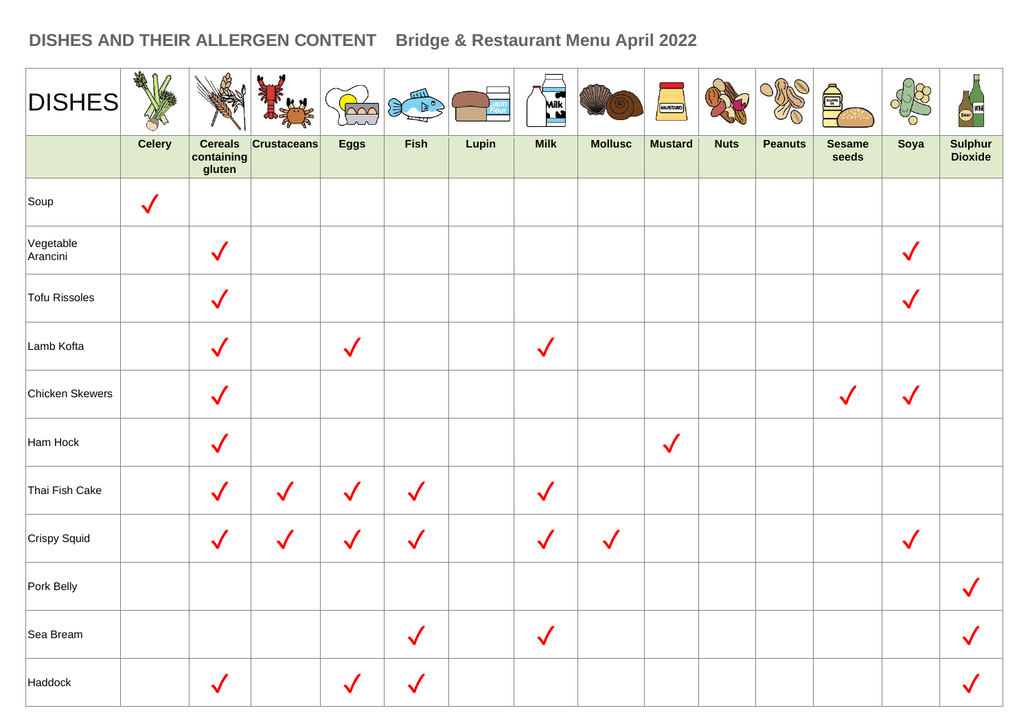## DISHES AND THEIR ALLERGEN CONTENT Bridge & Restaurant Menu April 2022

| DISHES | Celery | Cereals containing gluten | Crustaceans | Eggs | Fish | Lupin | Milk | Mollusc | Mustard | Nuts | Peanuts | Sesame seeds | Soya | Sulphur Dioxide |
|---|---|---|---|---|---|---|---|---|---|---|---|---|---|---|
| Soup | ✓ | | | | | | | | | | | | | |
| Vegetable Arancini | | ✓ | | | | | | | | | | | ✓ | |
| Tofu Rissoles | | ✓ | | | | | | | | | | | ✓ | |
| Lamb Kofta | | ✓ | | ✓ | | | ✓ | | | | | | | |
| Chicken Skewers | | ✓ | | | | | | | | | | ✓ | ✓ | |
| Ham Hock | | ✓ | | | | | | | ✓ | | | | | |
| Thai Fish Cake | | ✓ | ✓ | ✓ | ✓ | | ✓ | | | | | | | |
| Crispy Squid | | ✓ | ✓ | ✓ | ✓ | | ✓ | ✓ | | | | | ✓ | |
| Pork Belly | | | | | | | | | | | | | | ✓ |
| Sea Bream | | | | | ✓ | | ✓ | | | | | | | ✓ |
| Haddock | | ✓ | | ✓ | ✓ | | | | | | | | | ✓ |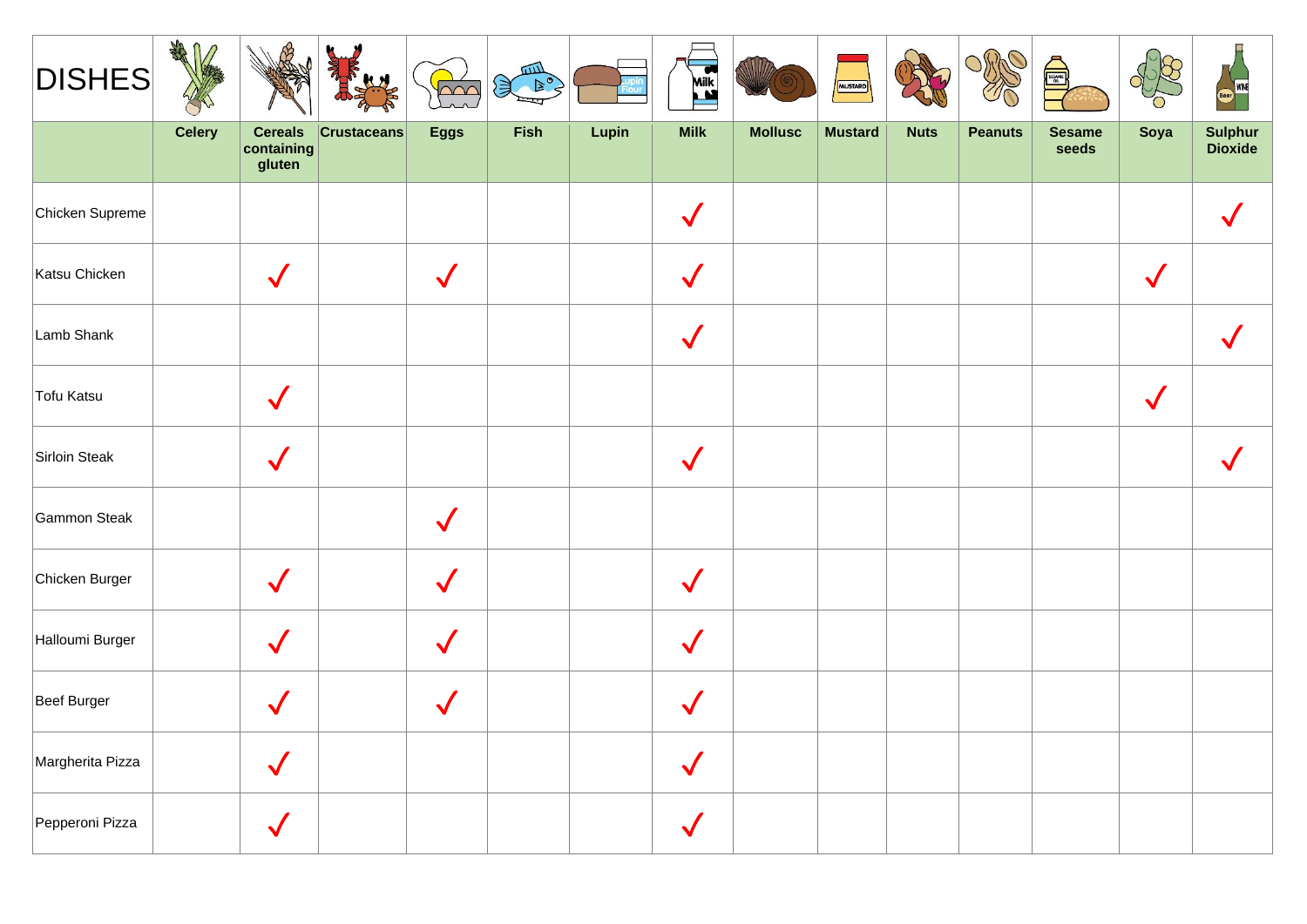| DISHES | Celery | Cereals containing gluten | Crustaceans | Eggs | Fish | Lupin | Milk | Mollusc | Mustard | Nuts | Peanuts | Sesame seeds | Soya | Sulphur Dioxide |
|---|---|---|---|---|---|---|---|---|---|---|---|---|---|---|
| Chicken Supreme | | | | | | | ✓ | | | | | | | ✓ |
| Katsu Chicken | | ✓ | | ✓ | | | ✓ | | | | | | ✓ | |
| Lamb Shank | | | | | | | ✓ | | | | | | | ✓ |
| Tofu Katsu | | ✓ | | | | | | | | | | | ✓ | |
| Sirloin Steak | | ✓ | | | | | ✓ | | | | | | | ✓ |
| Gammon Steak | | | | ✓ | | | | | | | | | | |
| Chicken Burger | | ✓ | | ✓ | | | ✓ | | | | | | | |
| Halloumi Burger | | ✓ | | ✓ | | | ✓ | | | | | | | |
| Beef Burger | | ✓ | | ✓ | | | ✓ | | | | | | | |
| Margherita Pizza | | ✓ | | | | | ✓ | | | | | | | |
| Pepperoni Pizza | | ✓ | | | | | ✓ | | | | | | | |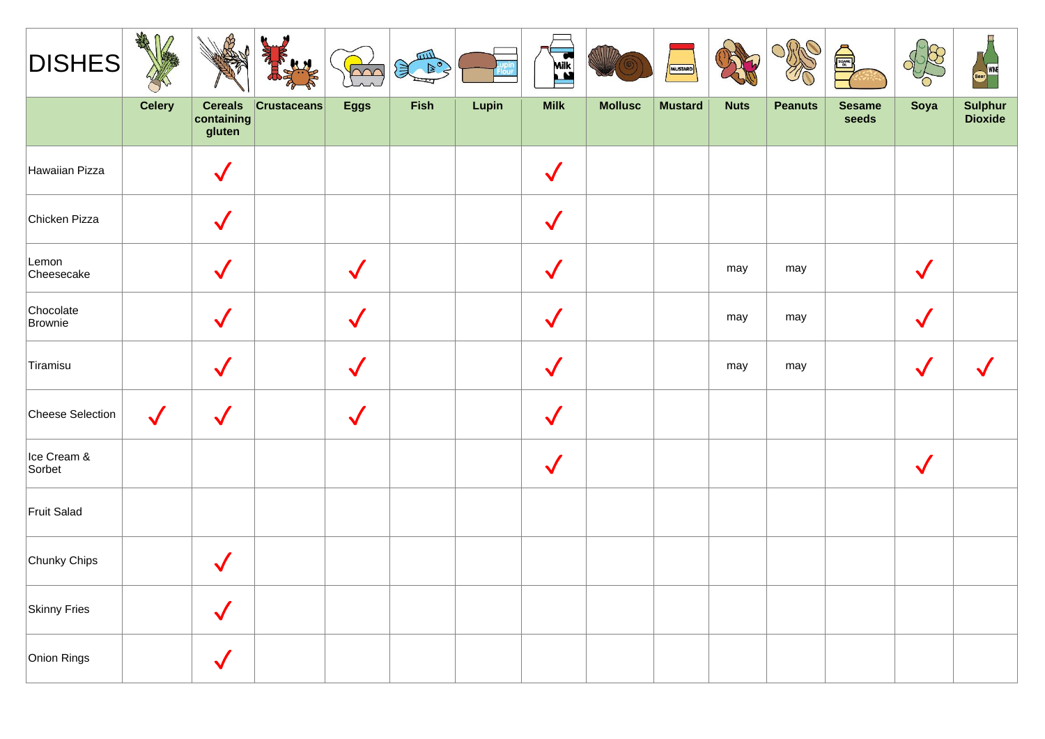| DISHES | Celery | Cereals containing gluten | Crustaceans | Eggs | Fish | Lupin | Milk | Mollusc | Mustard | Nuts | Peanuts | Sesame seeds | Soya | Sulphur Dioxide |
|---|---|---|---|---|---|---|---|---|---|---|---|---|---|---|
| Hawaiian Pizza | | ✓ | | | | | ✓ | | | | | | | |
| Chicken Pizza | | ✓ | | | | | ✓ | | | | | | | |
| Lemon Cheesecake | | ✓ | | ✓ | | | ✓ | | | may | may | | ✓ | |
| Chocolate Brownie | | ✓ | | ✓ | | | ✓ | | | may | may | | ✓ | |
| Tiramisu | | ✓ | | ✓ | | | ✓ | | | may | may | | ✓ | ✓ |
| Cheese Selection | ✓ | ✓ | | ✓ | | | ✓ | | | | | | | |
| Ice Cream & Sorbet | | | | | | | ✓ | | | | | | ✓ | |
| Fruit Salad | | | | | | | | | | | | | | |
| Chunky Chips | | ✓ | | | | | | | | | | | | |
| Skinny Fries | | ✓ | | | | | | | | | | | | |
| Onion Rings | | ✓ | | | | | | | | | | | | |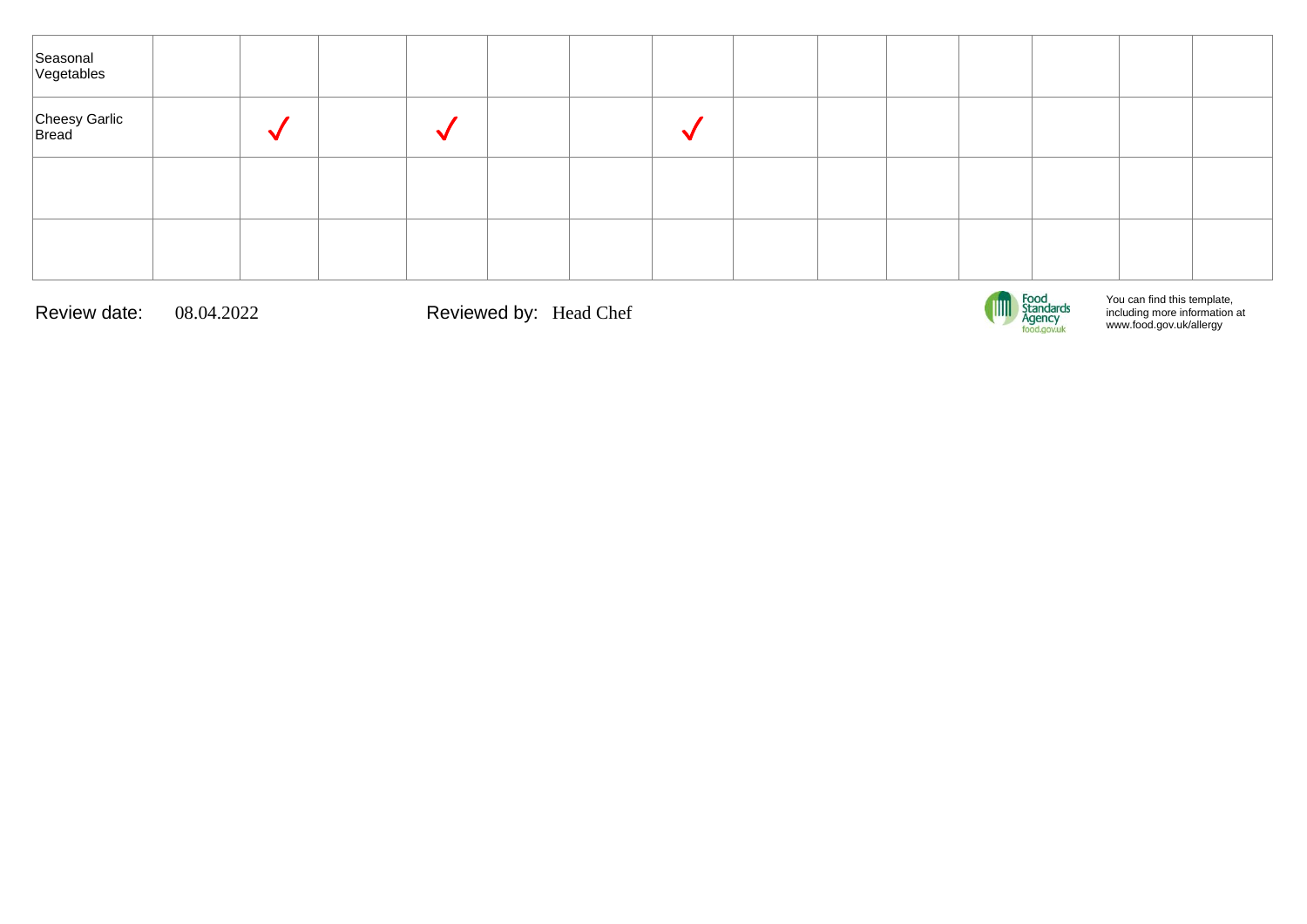| | | | | | | | | | | | | | | |
|---|---|---|---|---|---|---|---|---|---|---|---|---|---|---|
| Seasonal Vegetables | | | | | | | | | | | | | | |
| Cheesy Garlic Bread | | ✓ | | ✓ | | | ✓ | | | | | | | |
| | | | | | | | | | | | | | | |
| | | | | | | | | | | | | | | |

Review date: 08.04.2022

Reviewed by: Head Chef

Food Standards Agency food.gov.uk

You can find this template, including more information at www.food.gov.uk/allergy